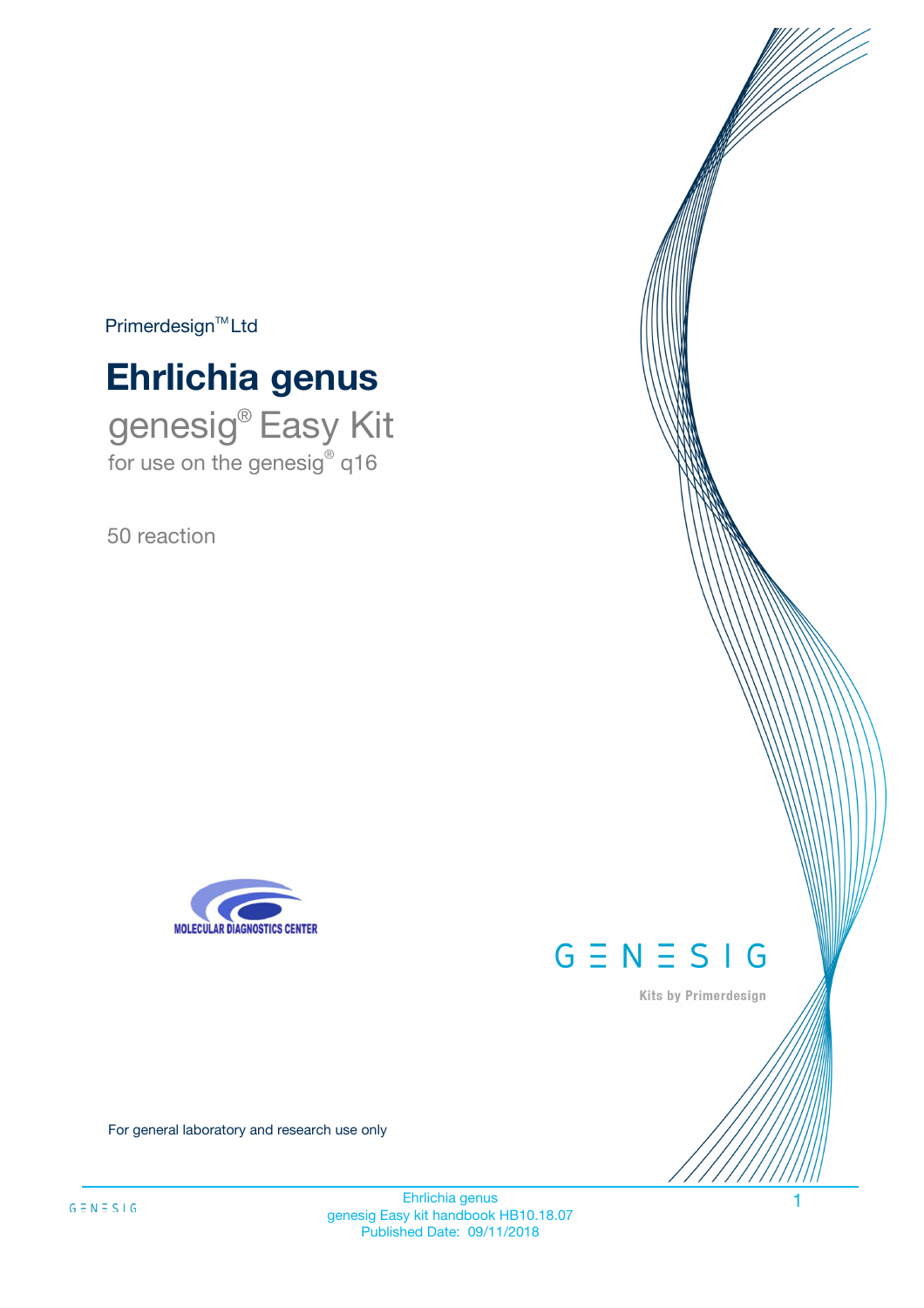Primerdesign™ Ltd

# Ehrlichia genus

## genesig® Easy Kit

for use on the genesig® q16

50 reaction

MOLECULAR DIAGNOSTICS CENTER

GENESIG

Kits by Primerdesign

For general laboratory and research use only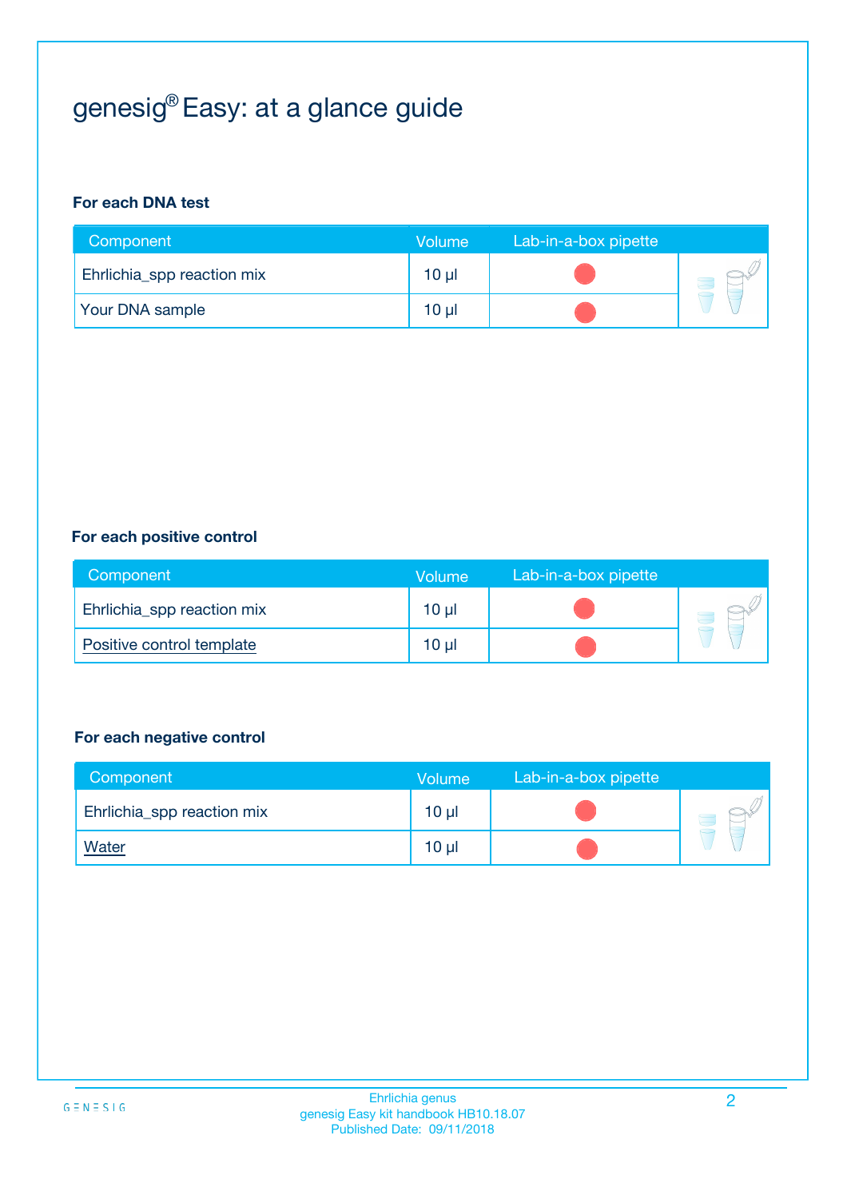# genesig® Easy: at a glance guide

**For each DNA test**

| Component | Volume | Lab-in-a-box pipette |
|---|---|---|
| Ehrlichia_spp reaction mix | 10 µl | |
| Your DNA sample | 10 µl | |

**For each positive control**

| Component | Volume | Lab-in-a-box pipette |
|---|---|---|
| Ehrlichia_spp reaction mix | 10 µl | |
| Positive control template | 10 µl | |

**For each negative control**

| Component | Volume | Lab-in-a-box pipette |
|---|---|---|
| Ehrlichia_spp reaction mix | 10 µl | |
| Water | 10 µl | |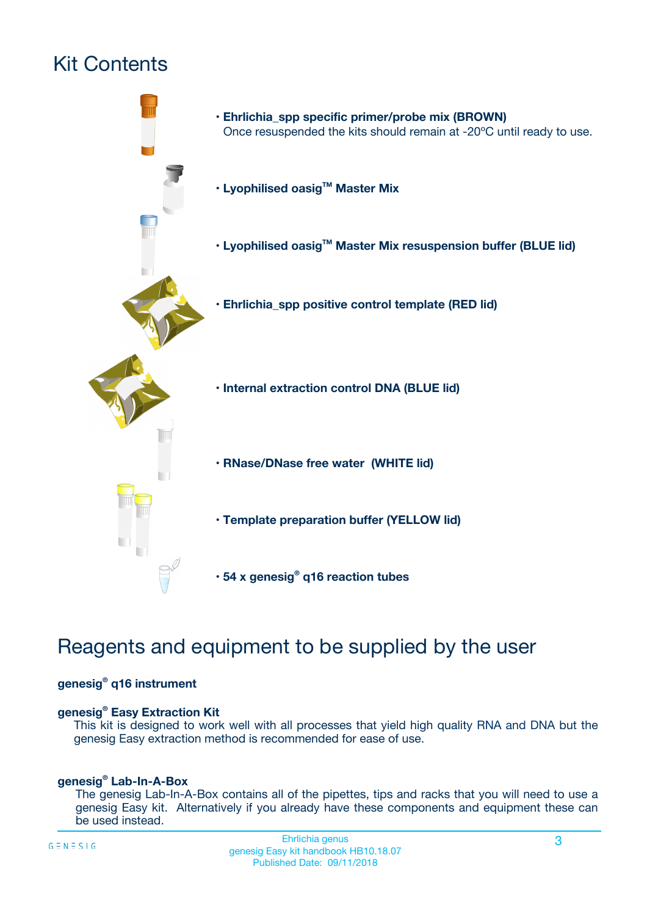# Kit Contents

- **Ehrlichia_spp specific primer/probe mix (BROWN)**
  Once resuspended the kits should remain at -20ºC until ready to use.
- **Lyophilised oasig™ Master Mix**
- **Lyophilised oasig™ Master Mix resuspension buffer (BLUE lid)**
- **Ehrlichia_spp positive control template (RED lid)**
- **Internal extraction control DNA (BLUE lid)**
- **RNase/DNase free water (WHITE lid)**
- **Template preparation buffer (YELLOW lid)**
- **54 x genesig® q16 reaction tubes**

# Reagents and equipment to be supplied by the user

**genesig® q16 instrument**

**genesig® Easy Extraction Kit**
This kit is designed to work well with all processes that yield high quality RNA and DNA but the genesig Easy extraction method is recommended for ease of use.

**genesig® Lab-In-A-Box**
The genesig Lab-In-A-Box contains all of the pipettes, tips and racks that you will need to use a genesig Easy kit. Alternatively if you already have these components and equipment these can be used instead.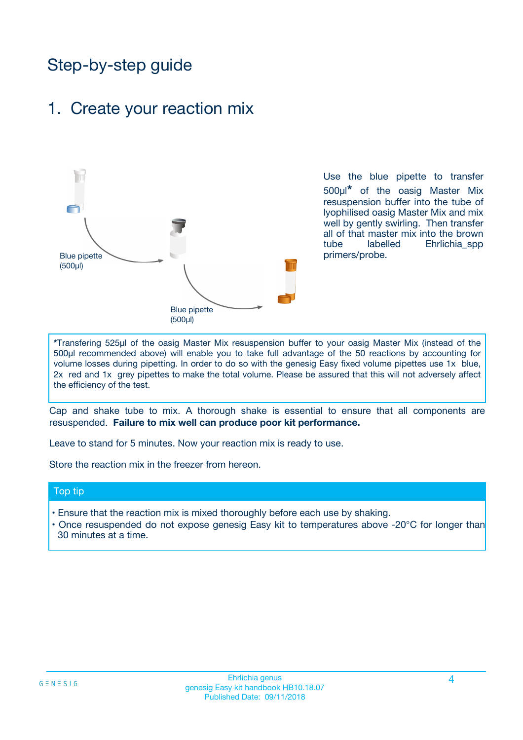# Step-by-step guide

## 1. Create your reaction mix

Blue pipette (500µl)

Blue pipette (500µl)

Use the blue pipette to transfer 500µl* of the oasig Master Mix resuspension buffer into the tube of lyophilised oasig Master Mix and mix well by gently swirling. Then transfer all of that master mix into the brown tube labelled Ehrlichia_spp primers/probe.

*Transfering 525µl of the oasig Master Mix resuspension buffer to your oasig Master Mix (instead of the 500µl recommended above) will enable you to take full advantage of the 50 reactions by accounting for volume losses during pipetting. In order to do so with the genesig Easy fixed volume pipettes use 1x blue, 2x red and 1x grey pipettes to make the total volume. Please be assured that this will not adversely affect the efficiency of the test.

Cap and shake tube to mix. A thorough shake is essential to ensure that all components are resuspended. **Failure to mix well can produce poor kit performance.**

Leave to stand for 5 minutes. Now your reaction mix is ready to use.

Store the reaction mix in the freezer from hereon.

### Top tip

- Ensure that the reaction mix is mixed thoroughly before each use by shaking.
- Once resuspended do not expose genesig Easy kit to temperatures above -20°C for longer than 30 minutes at a time.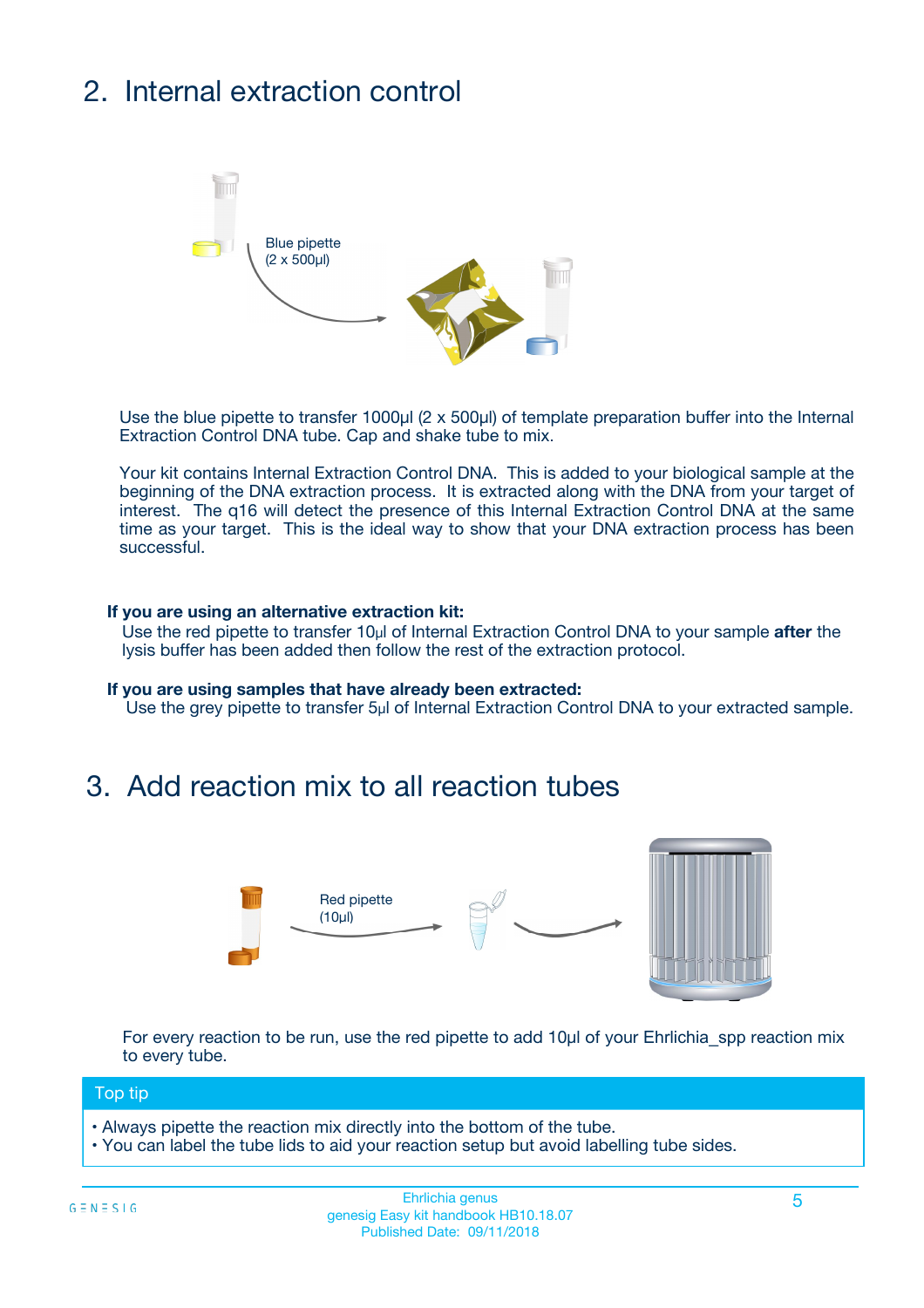## 2. Internal extraction control

Blue pipette
(2 x 500µl)

Use the blue pipette to transfer 1000µl (2 x 500µl) of template preparation buffer into the Internal Extraction Control DNA tube. Cap and shake tube to mix.

Your kit contains Internal Extraction Control DNA. This is added to your biological sample at the beginning of the DNA extraction process. It is extracted along with the DNA from your target of interest. The q16 will detect the presence of this Internal Extraction Control DNA at the same time as your target. This is the ideal way to show that your DNA extraction process has been successful.

**If you are using an alternative extraction kit:**
Use the red pipette to transfer 10µl of Internal Extraction Control DNA to your sample **after** the lysis buffer has been added then follow the rest of the extraction protocol.

**If you are using samples that have already been extracted:**
Use the grey pipette to transfer 5µl of Internal Extraction Control DNA to your extracted sample.

## 3. Add reaction mix to all reaction tubes

Red pipette
(10µl)

For every reaction to be run, use the red pipette to add 10µl of your Ehrlichia_spp reaction mix to every tube.

**Top tip**

- Always pipette the reaction mix directly into the bottom of the tube.
- You can label the tube lids to aid your reaction setup but avoid labelling tube sides.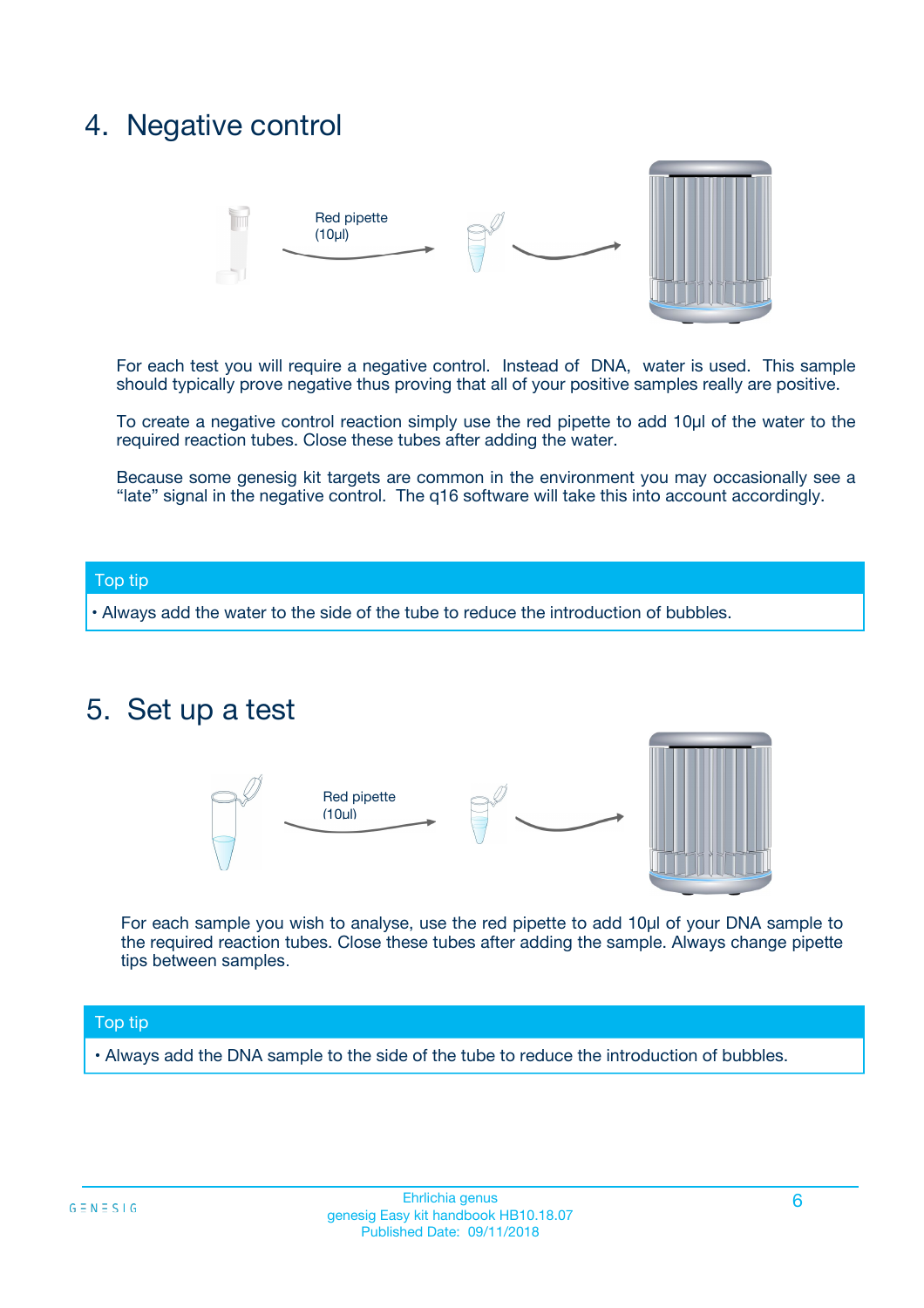## 4. Negative control

Red pipette (10µl)

For each test you will require a negative control. Instead of DNA, water is used. This sample should typically prove negative thus proving that all of your positive samples really are positive.

To create a negative control reaction simply use the red pipette to add 10µl of the water to the required reaction tubes. Close these tubes after adding the water.

Because some genesig kit targets are common in the environment you may occasionally see a "late" signal in the negative control. The q16 software will take this into account accordingly.

**Top tip**

- Always add the water to the side of the tube to reduce the introduction of bubbles.

## 5. Set up a test

Red pipette (10µl)

For each sample you wish to analyse, use the red pipette to add 10µl of your DNA sample to the required reaction tubes. Close these tubes after adding the sample. Always change pipette tips between samples.

**Top tip**

- Always add the DNA sample to the side of the tube to reduce the introduction of bubbles.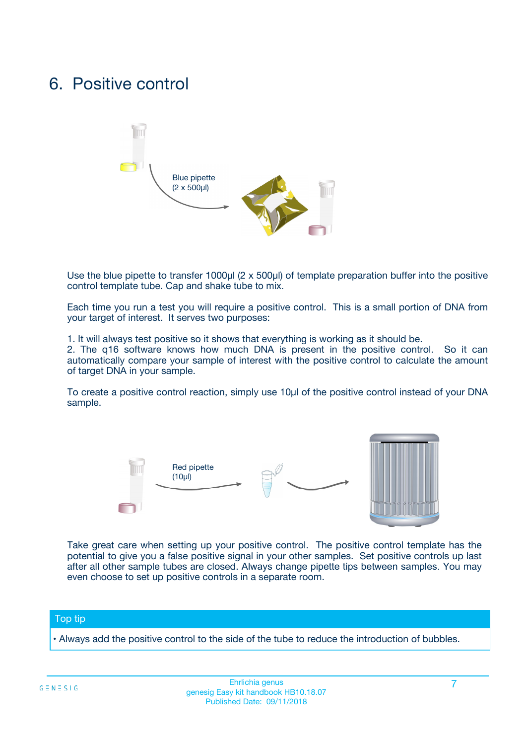# 6. Positive control

Blue pipette
(2 x 500µl)

Use the blue pipette to transfer 1000µl (2 x 500µl) of template preparation buffer into the positive control template tube. Cap and shake tube to mix.

Each time you run a test you will require a positive control. This is a small portion of DNA from your target of interest. It serves two purposes:

1. It will always test positive so it shows that everything is working as it should be.
2. The q16 software knows how much DNA is present in the positive control. So it can automatically compare your sample of interest with the positive control to calculate the amount of target DNA in your sample.

To create a positive control reaction, simply use 10µl of the positive control instead of your DNA sample.

Red pipette
(10µl)

Take great care when setting up your positive control. The positive control template has the potential to give you a false positive signal in your other samples. Set positive controls up last after all other sample tubes are closed. Always change pipette tips between samples. You may even choose to set up positive controls in a separate room.

**Top tip**

• Always add the positive control to the side of the tube to reduce the introduction of bubbles.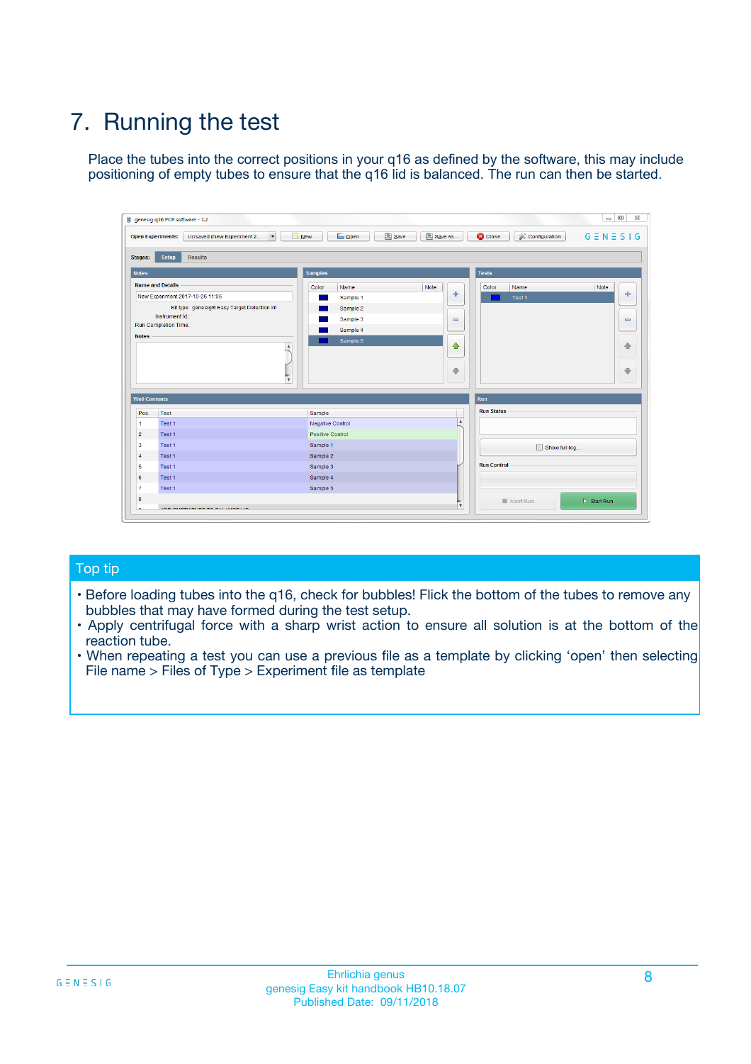# 7. Running the test

Place the tubes into the correct positions in your q16 as defined by the software, this may include positioning of empty tubes to ensure that the q16 lid is balanced. The run can then be started.

## Top tip

- Before loading tubes into the q16, check for bubbles! Flick the bottom of the tubes to remove any bubbles that may have formed during the test setup.
- Apply centrifugal force with a sharp wrist action to ensure all solution is at the bottom of the reaction tube.
- When repeating a test you can use a previous file as a template by clicking 'open' then selecting File name > Files of Type > Experiment file as template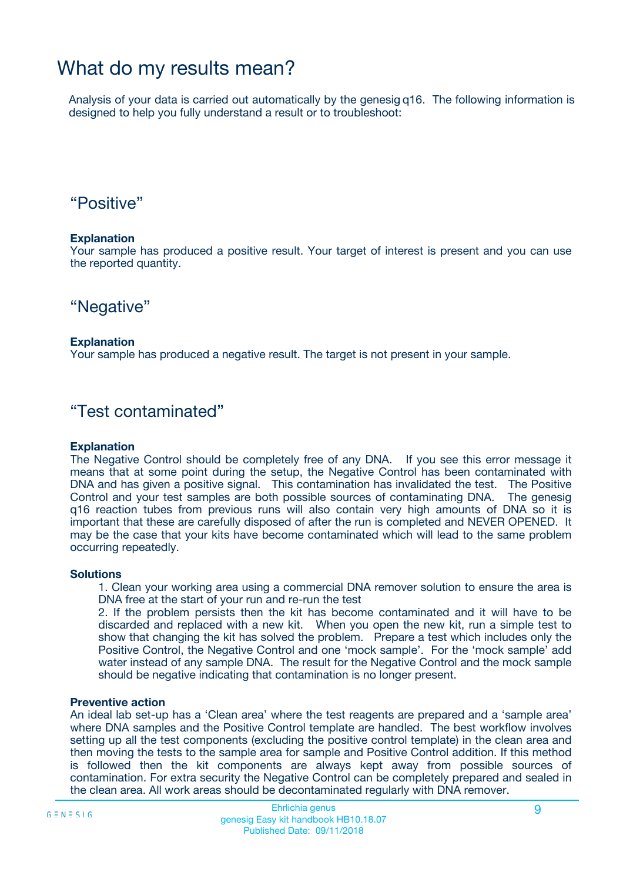# What do my results mean?

Analysis of your data is carried out automatically by the genesig q16. The following information is designed to help you fully understand a result or to troubleshoot:

## “Positive”

**Explanation**
Your sample has produced a positive result. Your target of interest is present and you can use the reported quantity.

## “Negative”

**Explanation**
Your sample has produced a negative result. The target is not present in your sample.

## “Test contaminated”

**Explanation**
The Negative Control should be completely free of any DNA. If you see this error message it means that at some point during the setup, the Negative Control has been contaminated with DNA and has given a positive signal. This contamination has invalidated the test. The Positive Control and your test samples are both possible sources of contaminating DNA. The genesig q16 reaction tubes from previous runs will also contain very high amounts of DNA so it is important that these are carefully disposed of after the run is completed and NEVER OPENED. It may be the case that your kits have become contaminated which will lead to the same problem occurring repeatedly.

**Solutions**

1. Clean your working area using a commercial DNA remover solution to ensure the area is DNA free at the start of your run and re-run the test
2. If the problem persists then the kit has become contaminated and it will have to be discarded and replaced with a new kit. When you open the new kit, run a simple test to show that changing the kit has solved the problem. Prepare a test which includes only the Positive Control, the Negative Control and one ‘mock sample’. For the ‘mock sample’ add water instead of any sample DNA. The result for the Negative Control and the mock sample should be negative indicating that contamination is no longer present.

**Preventive action**
An ideal lab set-up has a ‘Clean area’ where the test reagents are prepared and a ‘sample area’ where DNA samples and the Positive Control template are handled. The best workflow involves setting up all the test components (excluding the positive control template) in the clean area and then moving the tests to the sample area for sample and Positive Control addition. If this method is followed then the kit components are always kept away from possible sources of contamination. For extra security the Negative Control can be completely prepared and sealed in the clean area. All work areas should be decontaminated regularly with DNA remover.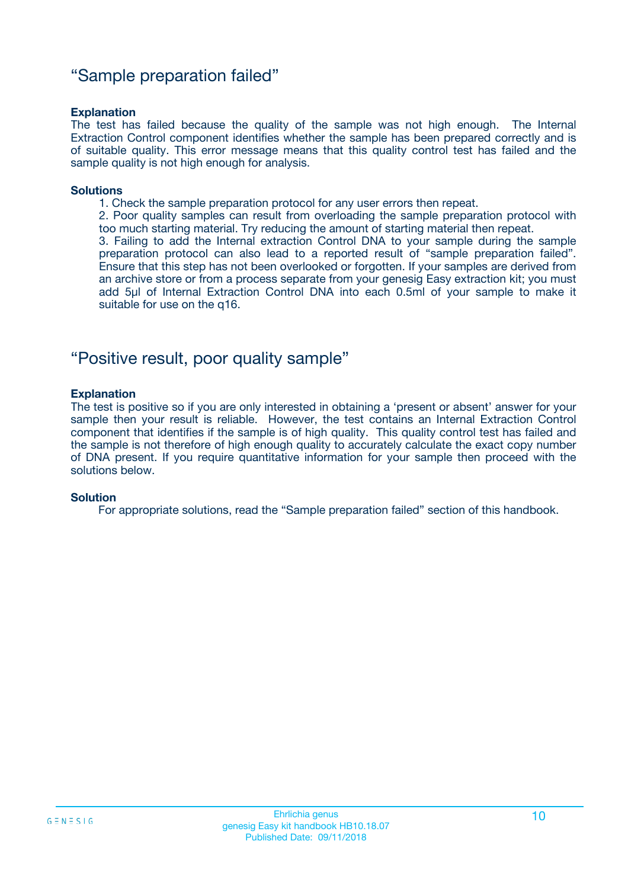## “Sample preparation failed”

**Explanation**

The test has failed because the quality of the sample was not high enough. The Internal Extraction Control component identifies whether the sample has been prepared correctly and is of suitable quality. This error message means that this quality control test has failed and the sample quality is not high enough for analysis.

**Solutions**

1. Check the sample preparation protocol for any user errors then repeat.
2. Poor quality samples can result from overloading the sample preparation protocol with too much starting material. Try reducing the amount of starting material then repeat.
3. Failing to add the Internal extraction Control DNA to your sample during the sample preparation protocol can also lead to a reported result of “sample preparation failed”. Ensure that this step has not been overlooked or forgotten. If your samples are derived from an archive store or from a process separate from your genesig Easy extraction kit; you must add 5µl of Internal Extraction Control DNA into each 0.5ml of your sample to make it suitable for use on the q16.

## “Positive result, poor quality sample”

**Explanation**

The test is positive so if you are only interested in obtaining a ‘present or absent’ answer for your sample then your result is reliable. However, the test contains an Internal Extraction Control component that identifies if the sample is of high quality. This quality control test has failed and the sample is not therefore of high enough quality to accurately calculate the exact copy number of DNA present. If you require quantitative information for your sample then proceed with the solutions below.

**Solution**

For appropriate solutions, read the “Sample preparation failed” section of this handbook.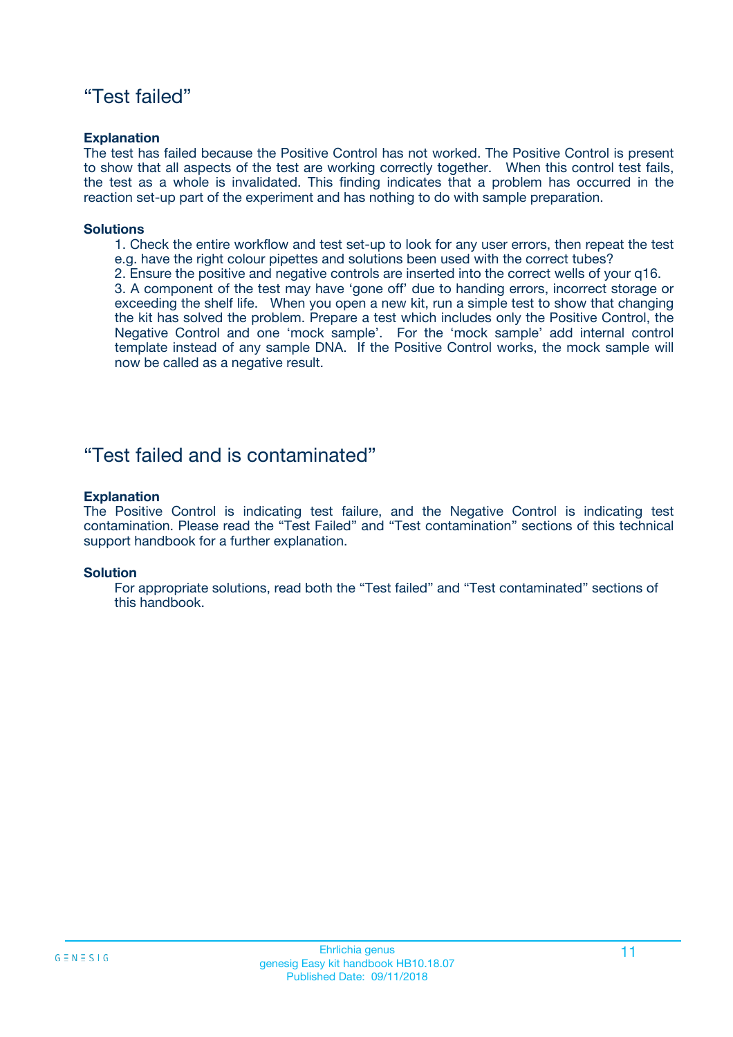## “Test failed”

**Explanation**

The test has failed because the Positive Control has not worked. The Positive Control is present to show that all aspects of the test are working correctly together. When this control test fails, the test as a whole is invalidated. This finding indicates that a problem has occurred in the reaction set-up part of the experiment and has nothing to do with sample preparation.

**Solutions**

1. Check the entire workflow and test set-up to look for any user errors, then repeat the test e.g. have the right colour pipettes and solutions been used with the correct tubes?
2. Ensure the positive and negative controls are inserted into the correct wells of your q16.
3. A component of the test may have ‘gone off’ due to handing errors, incorrect storage or exceeding the shelf life. When you open a new kit, run a simple test to show that changing the kit has solved the problem. Prepare a test which includes only the Positive Control, the Negative Control and one ‘mock sample’. For the ‘mock sample’ add internal control template instead of any sample DNA. If the Positive Control works, the mock sample will now be called as a negative result.

## “Test failed and is contaminated”

**Explanation**

The Positive Control is indicating test failure, and the Negative Control is indicating test contamination. Please read the “Test Failed” and “Test contamination” sections of this technical support handbook for a further explanation.

**Solution**

For appropriate solutions, read both the “Test failed” and “Test contaminated” sections of this handbook.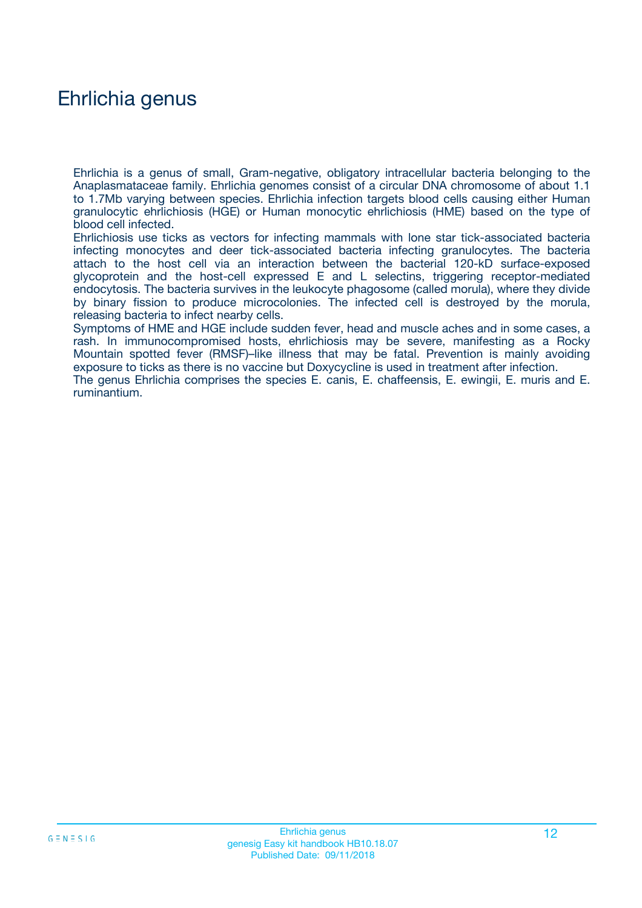# Ehrlichia genus

Ehrlichia is a genus of small, Gram-negative, obligatory intracellular bacteria belonging to the Anaplasmataceae family. Ehrlichia genomes consist of a circular DNA chromosome of about 1.1 to 1.7Mb varying between species. Ehrlichia infection targets blood cells causing either Human granulocytic ehrlichiosis (HGE) or Human monocytic ehrlichiosis (HME) based on the type of blood cell infected.

Ehrlichiosis use ticks as vectors for infecting mammals with lone star tick-associated bacteria infecting monocytes and deer tick-associated bacteria infecting granulocytes. The bacteria attach to the host cell via an interaction between the bacterial 120-kD surface-exposed glycoprotein and the host-cell expressed E and L selectins, triggering receptor-mediated endocytosis. The bacteria survives in the leukocyte phagosome (called morula), where they divide by binary fission to produce microcolonies. The infected cell is destroyed by the morula, releasing bacteria to infect nearby cells.

Symptoms of HME and HGE include sudden fever, head and muscle aches and in some cases, a rash. In immunocompromised hosts, ehrlichiosis may be severe, manifesting as a Rocky Mountain spotted fever (RMSF)–like illness that may be fatal. Prevention is mainly avoiding exposure to ticks as there is no vaccine but Doxycycline is used in treatment after infection.

The genus Ehrlichia comprises the species E. canis, E. chaffeensis, E. ewingii, E. muris and E. ruminantium.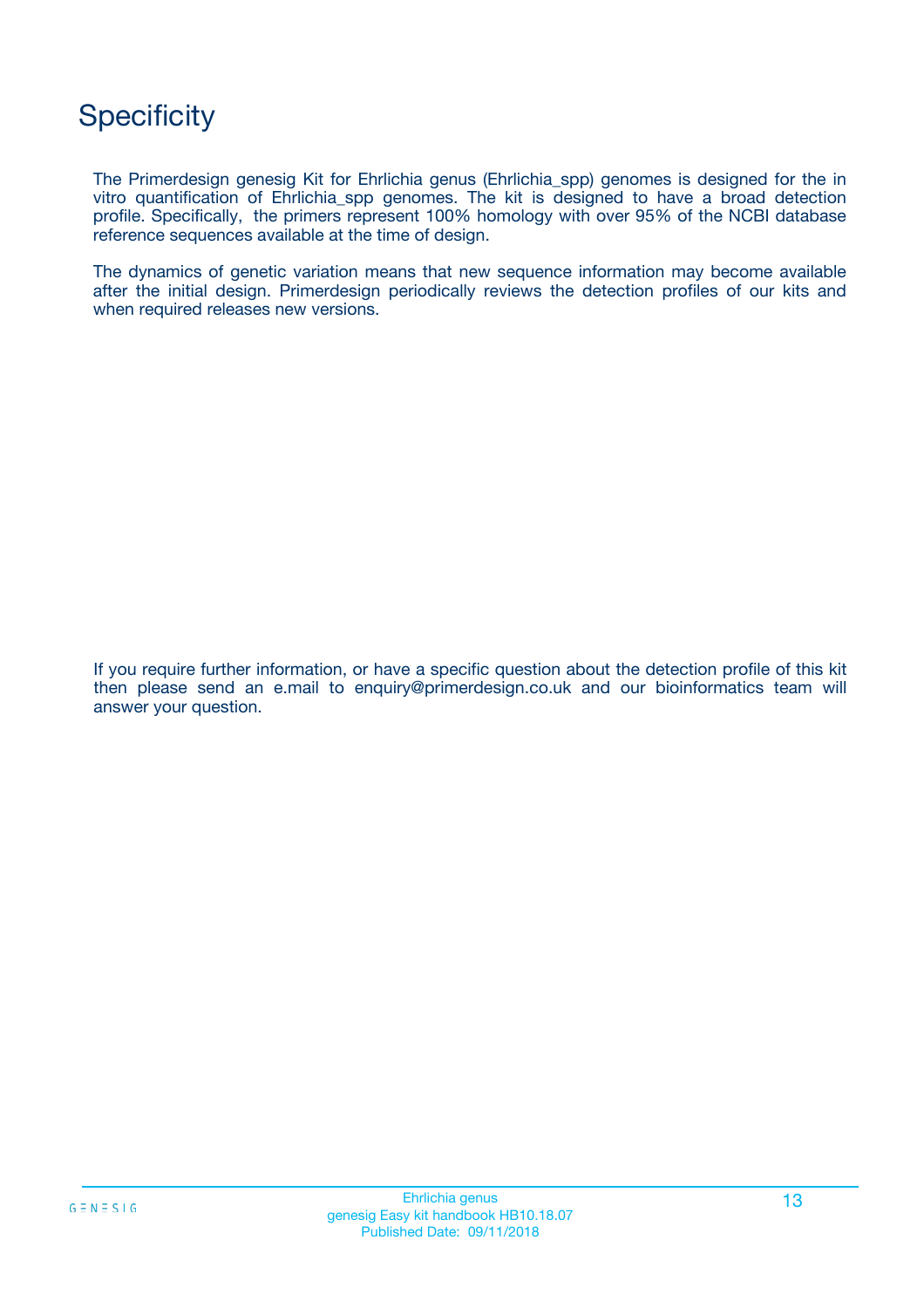# Specificity

The Primerdesign genesig Kit for Ehrlichia genus (Ehrlichia_spp) genomes is designed for the in vitro quantification of Ehrlichia_spp genomes. The kit is designed to have a broad detection profile. Specifically, the primers represent 100% homology with over 95% of the NCBI database reference sequences available at the time of design.

The dynamics of genetic variation means that new sequence information may become available after the initial design. Primerdesign periodically reviews the detection profiles of our kits and when required releases new versions.

If you require further information, or have a specific question about the detection profile of this kit then please send an e.mail to enquiry@primerdesign.co.uk and our bioinformatics team will answer your question.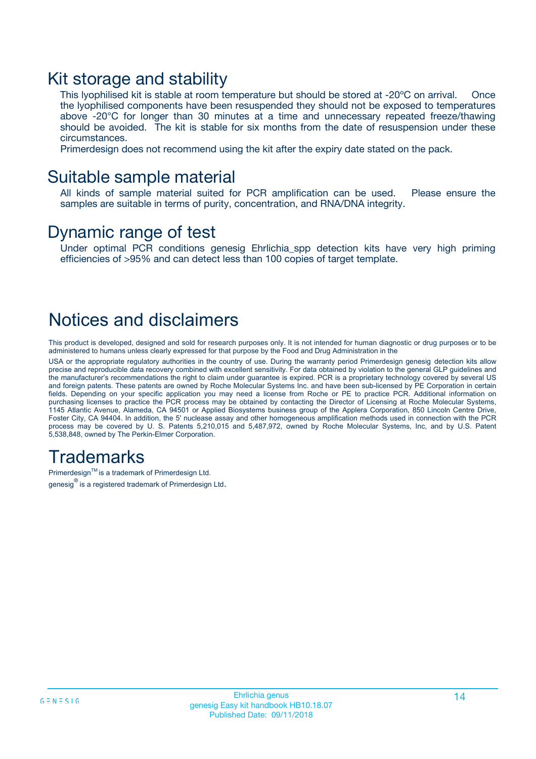## Kit storage and stability

This lyophilised kit is stable at room temperature but should be stored at -20ºC on arrival. Once the lyophilised components have been resuspended they should not be exposed to temperatures above -20°C for longer than 30 minutes at a time and unnecessary repeated freeze/thawing should be avoided. The kit is stable for six months from the date of resuspension under these circumstances.

Primerdesign does not recommend using the kit after the expiry date stated on the pack.

## Suitable sample material

All kinds of sample material suited for PCR amplification can be used. Please ensure the samples are suitable in terms of purity, concentration, and RNA/DNA integrity.

## Dynamic range of test

Under optimal PCR conditions genesig Ehrlichia_spp detection kits have very high priming efficiencies of >95% and can detect less than 100 copies of target template.

# Notices and disclaimers

This product is developed, designed and sold for research purposes only. It is not intended for human diagnostic or drug purposes or to be administered to humans unless clearly expressed for that purpose by the Food and Drug Administration in the

USA or the appropriate regulatory authorities in the country of use. During the warranty period Primerdesign genesig detection kits allow precise and reproducible data recovery combined with excellent sensitivity. For data obtained by violation to the general GLP guidelines and the manufacturer's recommendations the right to claim under guarantee is expired. PCR is a proprietary technology covered by several US and foreign patents. These patents are owned by Roche Molecular Systems Inc. and have been sub-licensed by PE Corporation in certain fields. Depending on your specific application you may need a license from Roche or PE to practice PCR. Additional information on purchasing licenses to practice the PCR process may be obtained by contacting the Director of Licensing at Roche Molecular Systems, 1145 Atlantic Avenue, Alameda, CA 94501 or Applied Biosystems business group of the Applera Corporation, 850 Lincoln Centre Drive, Foster City, CA 94404. In addition, the 5' nuclease assay and other homogeneous amplification methods used in connection with the PCR process may be covered by U. S. Patents 5,210,015 and 5,487,972, owned by Roche Molecular Systems, Inc, and by U.S. Patent 5,538,848, owned by The Perkin-Elmer Corporation.

# Trademarks

Primerdesign™ is a trademark of Primerdesign Ltd.

genesig® is a registered trademark of Primerdesign Ltd.